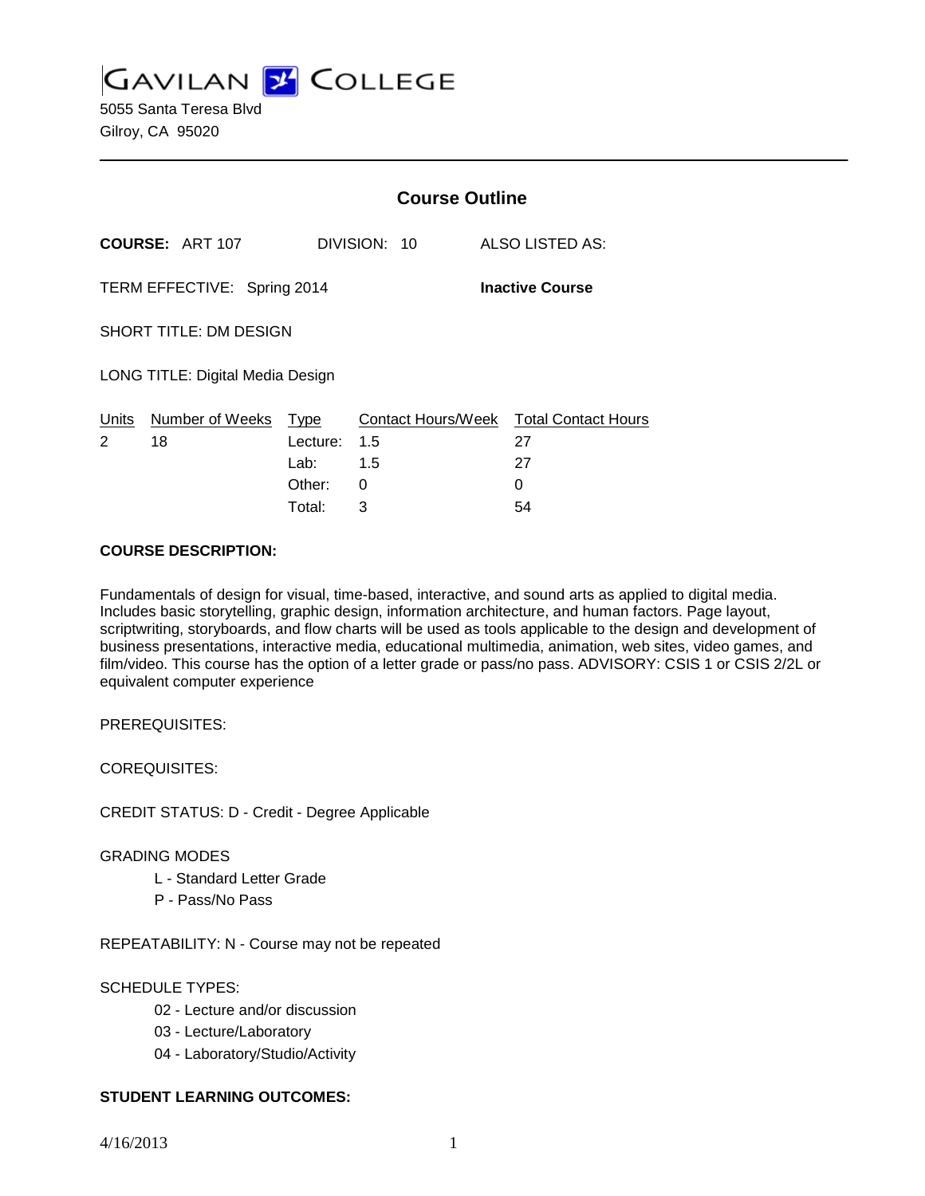# GAVILAN COLLEGE

5055 Santa Teresa Blvd
Gilroy, CA 95020

---

## Course Outline

**COURSE:** ART 107 DIVISION: 10 ALSO LISTED AS:

TERM EFFECTIVE: Spring 2014 **Inactive Course**

SHORT TITLE: DM DESIGN

LONG TITLE: Digital Media Design

| Units | Number of Weeks | Type | Contact Hours/Week | Total Contact Hours |
|---|---|---|---|---|
| 2 | 18 | Lecture: | 1.5 | 27 |
| | | Lab: | 1.5 | 27 |
| | | Other: | 0 | 0 |
| | | Total: | 3 | 54 |

**COURSE DESCRIPTION:**

Fundamentals of design for visual, time-based, interactive, and sound arts as applied to digital media. Includes basic storytelling, graphic design, information architecture, and human factors. Page layout, scriptwriting, storyboards, and flow charts will be used as tools applicable to the design and development of business presentations, interactive media, educational multimedia, animation, web sites, video games, and film/video. This course has the option of a letter grade or pass/no pass. ADVISORY: CSIS 1 or CSIS 2/2L or equivalent computer experience

PREREQUISITES:

COREQUISITES:

CREDIT STATUS: D - Credit - Degree Applicable

GRADING MODES

- L - Standard Letter Grade
- P - Pass/No Pass

REPEATABILITY: N - Course may not be repeated

SCHEDULE TYPES:

- 02 - Lecture and/or discussion
- 03 - Lecture/Laboratory
- 04 - Laboratory/Studio/Activity

**STUDENT LEARNING OUTCOMES:**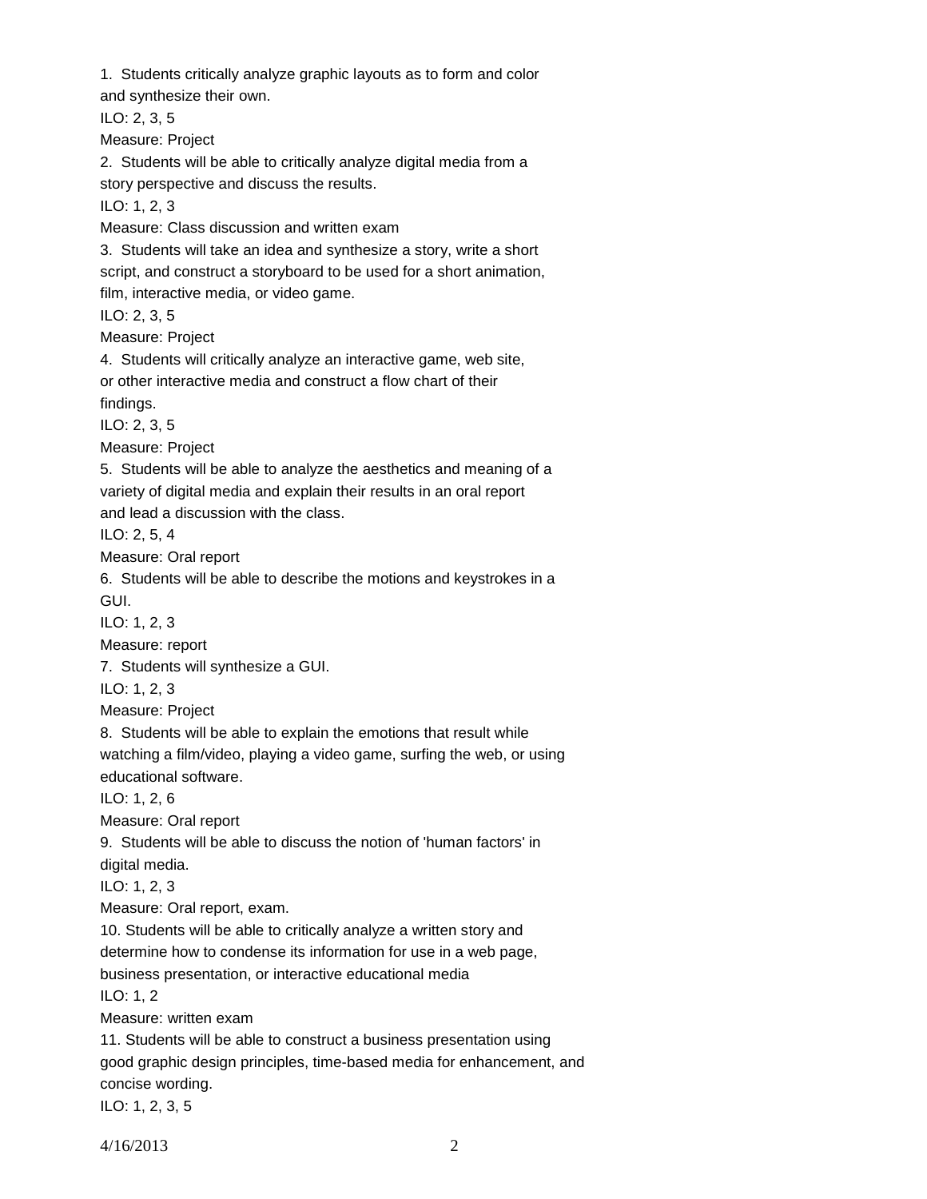1. Students critically analyze graphic layouts as to form and color and synthesize their own.
ILO: 2, 3, 5
Measure: Project

2. Students will be able to critically analyze digital media from a story perspective and discuss the results.
ILO: 1, 2, 3
Measure: Class discussion and written exam

3. Students will take an idea and synthesize a story, write a short script, and construct a storyboard to be used for a short animation, film, interactive media, or video game.
ILO: 2, 3, 5
Measure: Project

4. Students will critically analyze an interactive game, web site, or other interactive media and construct a flow chart of their findings.
ILO: 2, 3, 5
Measure: Project

5. Students will be able to analyze the aesthetics and meaning of a variety of digital media and explain their results in an oral report and lead a discussion with the class.
ILO: 2, 5, 4
Measure: Oral report

6. Students will be able to describe the motions and keystrokes in a GUI.
ILO: 1, 2, 3
Measure: report

7. Students will synthesize a GUI.
ILO: 1, 2, 3
Measure: Project

8. Students will be able to explain the emotions that result while watching a film/video, playing a video game, surfing the web, or using educational software.
ILO: 1, 2, 6
Measure: Oral report

9. Students will be able to discuss the notion of 'human factors' in digital media.
ILO: 1, 2, 3
Measure: Oral report, exam.

10. Students will be able to critically analyze a written story and determine how to condense its information for use in a web page, business presentation, or interactive educational media
ILO: 1, 2
Measure: written exam

11. Students will be able to construct a business presentation using good graphic design principles, time-based media for enhancement, and concise wording.
ILO: 1, 2, 3, 5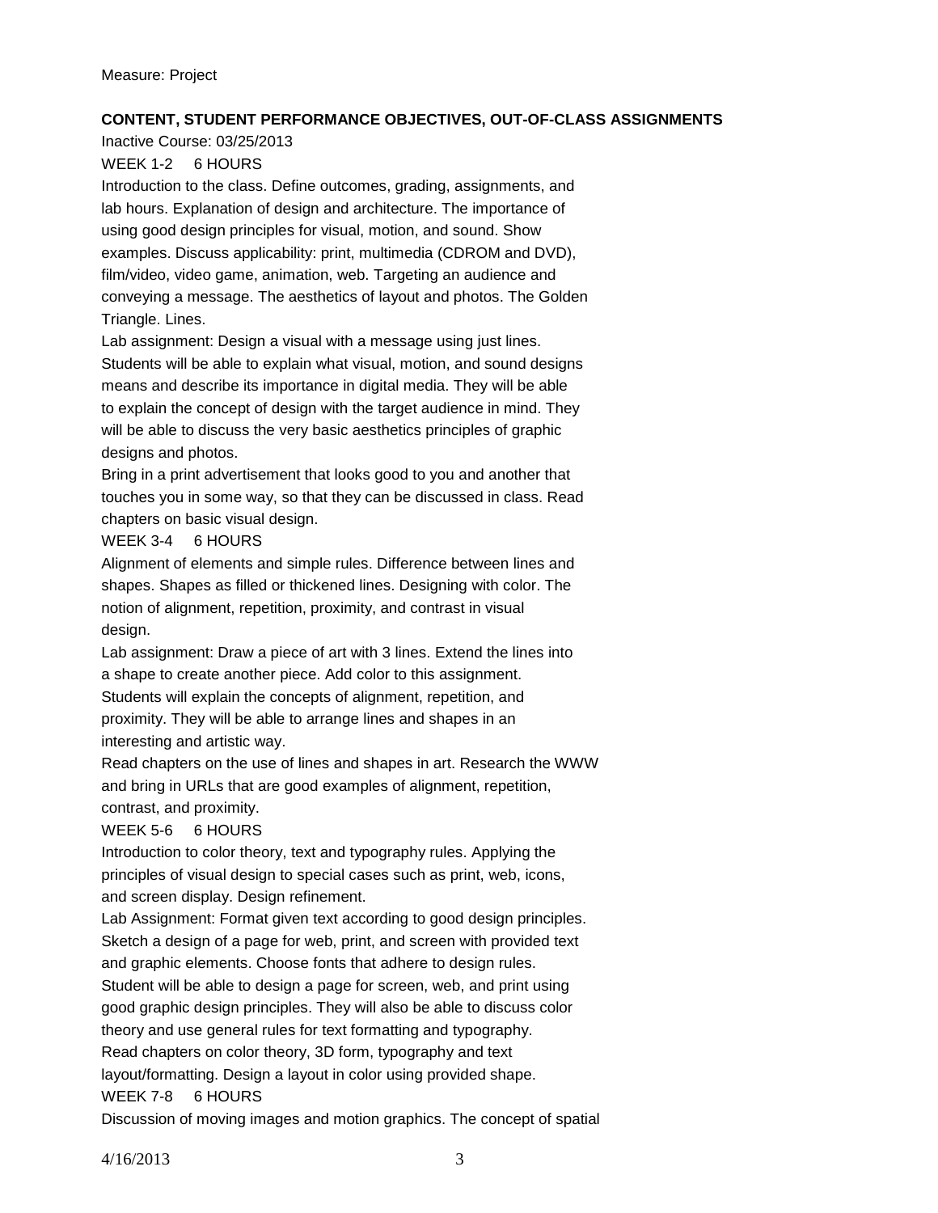Measure: Project

**CONTENT, STUDENT PERFORMANCE OBJECTIVES, OUT-OF-CLASS ASSIGNMENTS**

Inactive Course: 03/25/2013

WEEK 1-2 6 HOURS

Introduction to the class. Define outcomes, grading, assignments, and lab hours. Explanation of design and architecture. The importance of using good design principles for visual, motion, and sound. Show examples. Discuss applicability: print, multimedia (CDROM and DVD), film/video, video game, animation, web. Targeting an audience and conveying a message. The aesthetics of layout and photos. The Golden Triangle. Lines.

Lab assignment: Design a visual with a message using just lines.

Students will be able to explain what visual, motion, and sound designs means and describe its importance in digital media. They will be able to explain the concept of design with the target audience in mind. They will be able to discuss the very basic aesthetics principles of graphic designs and photos.

Bring in a print advertisement that looks good to you and another that touches you in some way, so that they can be discussed in class. Read chapters on basic visual design.

WEEK 3-4 6 HOURS

Alignment of elements and simple rules. Difference between lines and shapes. Shapes as filled or thickened lines. Designing with color. The notion of alignment, repetition, proximity, and contrast in visual design.

Lab assignment: Draw a piece of art with 3 lines. Extend the lines into a shape to create another piece. Add color to this assignment.

Students will explain the concepts of alignment, repetition, and proximity. They will be able to arrange lines and shapes in an interesting and artistic way.

Read chapters on the use of lines and shapes in art. Research the WWW and bring in URLs that are good examples of alignment, repetition, contrast, and proximity.

WEEK 5-6 6 HOURS

Introduction to color theory, text and typography rules. Applying the principles of visual design to special cases such as print, web, icons, and screen display. Design refinement.

Lab Assignment: Format given text according to good design principles. Sketch a design of a page for web, print, and screen with provided text and graphic elements. Choose fonts that adhere to design rules.

Student will be able to design a page for screen, web, and print using good graphic design principles. They will also be able to discuss color theory and use general rules for text formatting and typography.

Read chapters on color theory, 3D form, typography and text layout/formatting. Design a layout in color using provided shape.

WEEK 7-8 6 HOURS

Discussion of moving images and motion graphics. The concept of spatial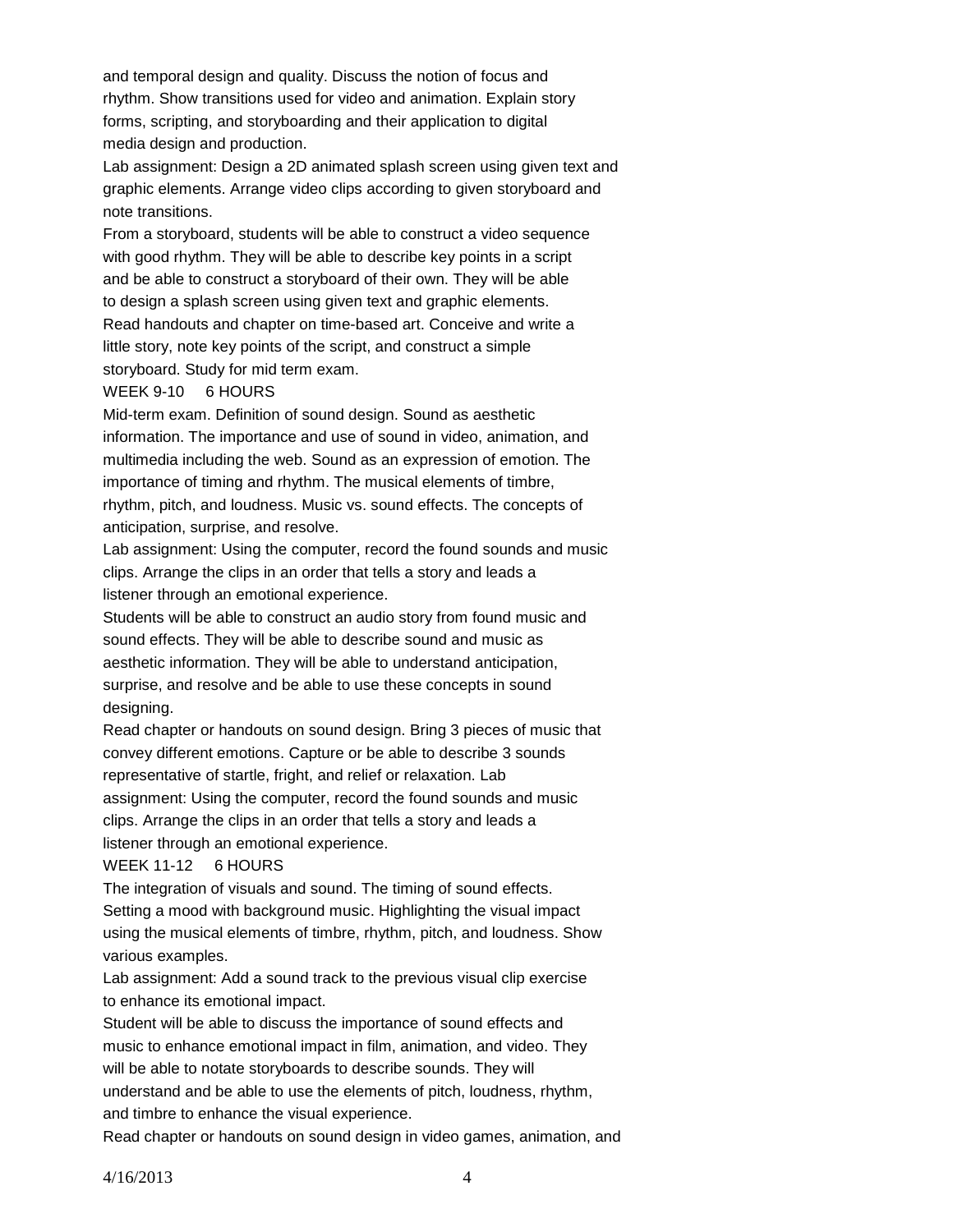and temporal design and quality. Discuss the notion of focus and rhythm. Show transitions used for video and animation. Explain story forms, scripting, and storyboarding and their application to digital media design and production.

Lab assignment: Design a 2D animated splash screen using given text and graphic elements. Arrange video clips according to given storyboard and note transitions.

From a storyboard, students will be able to construct a video sequence with good rhythm. They will be able to describe key points in a script and be able to construct a storyboard of their own. They will be able to design a splash screen using given text and graphic elements.

Read handouts and chapter on time-based art. Conceive and write a little story, note key points of the script, and construct a simple storyboard. Study for mid term exam.

WEEK 9-10 6 HOURS

Mid-term exam. Definition of sound design. Sound as aesthetic information. The importance and use of sound in video, animation, and multimedia including the web. Sound as an expression of emotion. The importance of timing and rhythm. The musical elements of timbre, rhythm, pitch, and loudness. Music vs. sound effects. The concepts of anticipation, surprise, and resolve.

Lab assignment: Using the computer, record the found sounds and music clips. Arrange the clips in an order that tells a story and leads a listener through an emotional experience.

Students will be able to construct an audio story from found music and sound effects. They will be able to describe sound and music as aesthetic information. They will be able to understand anticipation, surprise, and resolve and be able to use these concepts in sound designing.

Read chapter or handouts on sound design. Bring 3 pieces of music that convey different emotions. Capture or be able to describe 3 sounds representative of startle, fright, and relief or relaxation. Lab assignment: Using the computer, record the found sounds and music clips. Arrange the clips in an order that tells a story and leads a listener through an emotional experience.

WEEK 11-12 6 HOURS

The integration of visuals and sound. The timing of sound effects. Setting a mood with background music. Highlighting the visual impact using the musical elements of timbre, rhythm, pitch, and loudness. Show various examples.

Lab assignment: Add a sound track to the previous visual clip exercise to enhance its emotional impact.

Student will be able to discuss the importance of sound effects and music to enhance emotional impact in film, animation, and video. They will be able to notate storyboards to describe sounds. They will understand and be able to use the elements of pitch, loudness, rhythm, and timbre to enhance the visual experience.

Read chapter or handouts on sound design in video games, animation, and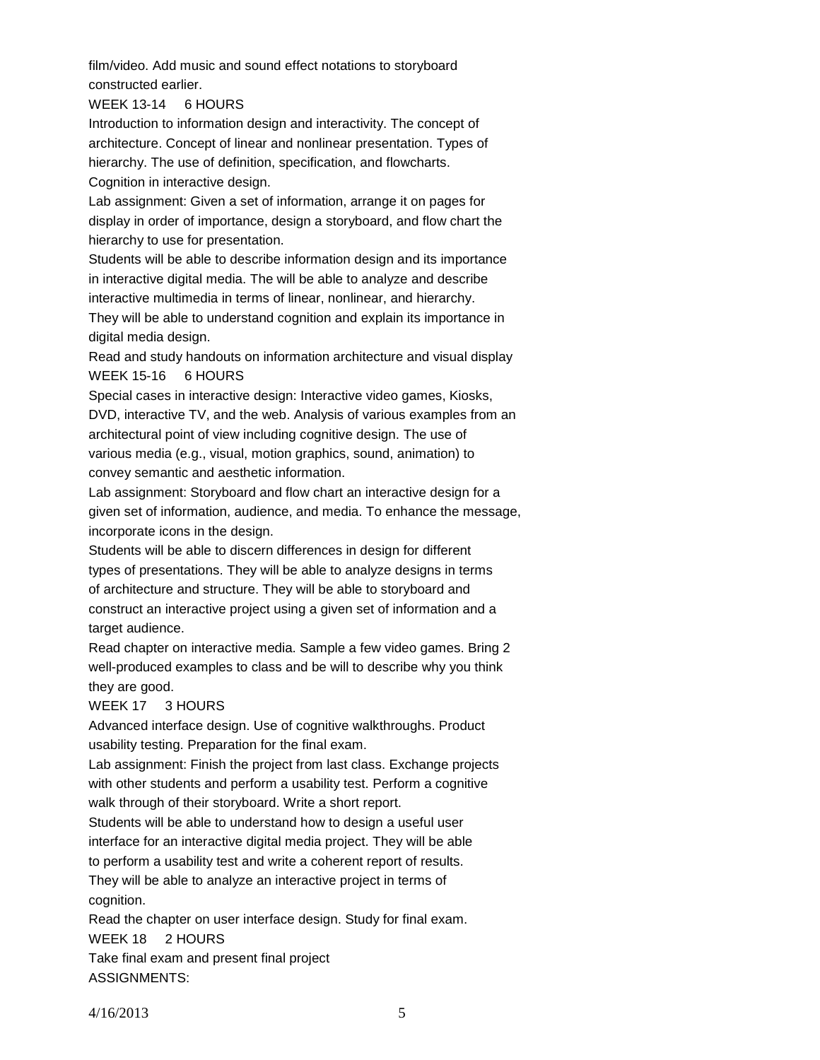film/video. Add music and sound effect notations to storyboard constructed earlier.

WEEK 13-14 6 HOURS

Introduction to information design and interactivity. The concept of architecture. Concept of linear and nonlinear presentation. Types of hierarchy. The use of definition, specification, and flowcharts. Cognition in interactive design.

Lab assignment: Given a set of information, arrange it on pages for display in order of importance, design a storyboard, and flow chart the hierarchy to use for presentation.

Students will be able to describe information design and its importance in interactive digital media. The will be able to analyze and describe interactive multimedia in terms of linear, nonlinear, and hierarchy. They will be able to understand cognition and explain its importance in digital media design.

Read and study handouts on information architecture and visual display

WEEK 15-16 6 HOURS

Special cases in interactive design: Interactive video games, Kiosks, DVD, interactive TV, and the web. Analysis of various examples from an architectural point of view including cognitive design. The use of various media (e.g., visual, motion graphics, sound, animation) to convey semantic and aesthetic information.

Lab assignment: Storyboard and flow chart an interactive design for a given set of information, audience, and media. To enhance the message, incorporate icons in the design.

Students will be able to discern differences in design for different types of presentations. They will be able to analyze designs in terms of architecture and structure. They will be able to storyboard and construct an interactive project using a given set of information and a target audience.

Read chapter on interactive media. Sample a few video games. Bring 2 well-produced examples to class and be will to describe why you think they are good.

WEEK 17 3 HOURS

Advanced interface design. Use of cognitive walkthroughs. Product usability testing. Preparation for the final exam.

Lab assignment: Finish the project from last class. Exchange projects with other students and perform a usability test. Perform a cognitive walk through of their storyboard. Write a short report.

Students will be able to understand how to design a useful user interface for an interactive digital media project. They will be able to perform a usability test and write a coherent report of results. They will be able to analyze an interactive project in terms of cognition.

Read the chapter on user interface design. Study for final exam.

WEEK 18 2 HOURS

Take final exam and present final project

ASSIGNMENTS: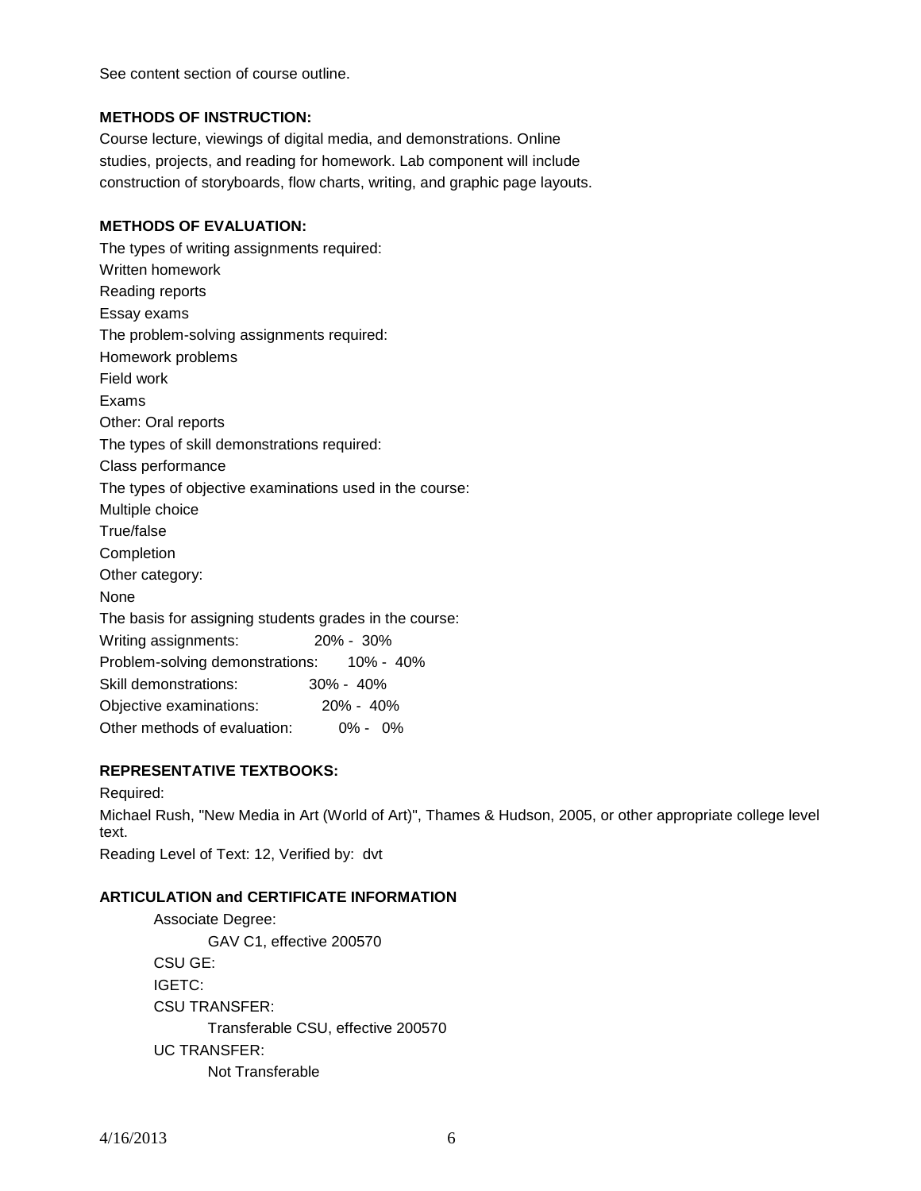See content section of course outline.

**METHODS OF INSTRUCTION:**

Course lecture, viewings of digital media, and demonstrations. Online studies, projects, and reading for homework. Lab component will include construction of storyboards, flow charts, writing, and graphic page layouts.

**METHODS OF EVALUATION:**

The types of writing assignments required:
Written homework
Reading reports
Essay exams
The problem-solving assignments required:
Homework problems
Field work
Exams
Other: Oral reports
The types of skill demonstrations required:
Class performance
The types of objective examinations used in the course:
Multiple choice
True/false
Completion
Other category:
None
The basis for assigning students grades in the course:

| | |
|---|---|
| Writing assignments: | 20% - 30% |
| Problem-solving demonstrations: | 10% - 40% |
| Skill demonstrations: | 30% - 40% |
| Objective examinations: | 20% - 40% |
| Other methods of evaluation: | 0% - 0% |

**REPRESENTATIVE TEXTBOOKS:**

Required:

Michael Rush, "New Media in Art (World of Art)", Thames & Hudson, 2005, or other appropriate college level text.

Reading Level of Text: 12, Verified by: dvt

**ARTICULATION and CERTIFICATE INFORMATION**

Associate Degree:
    GAV C1, effective 200570
CSU GE:
IGETC:
CSU TRANSFER:
    Transferable CSU, effective 200570
UC TRANSFER:
    Not Transferable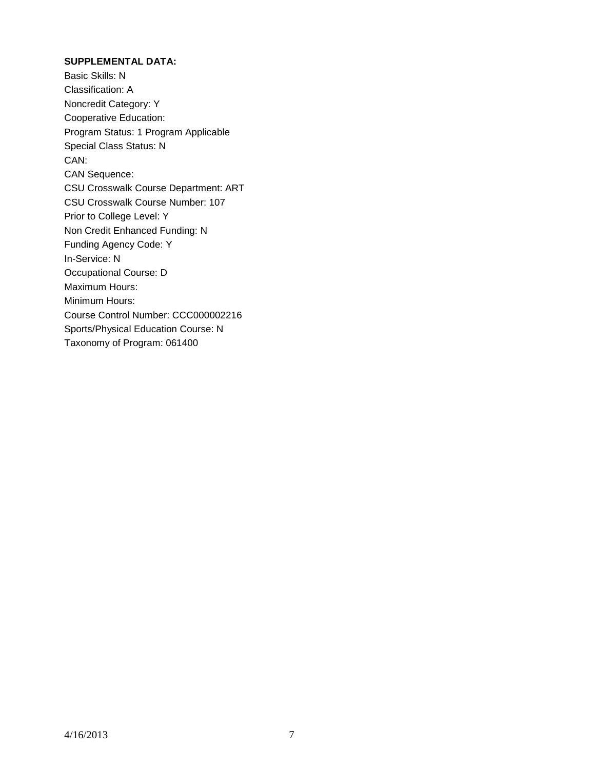**SUPPLEMENTAL DATA:**

Basic Skills: N
Classification: A
Noncredit Category: Y
Cooperative Education:
Program Status: 1 Program Applicable
Special Class Status: N
CAN:
CAN Sequence:
CSU Crosswalk Course Department: ART
CSU Crosswalk Course Number: 107
Prior to College Level: Y
Non Credit Enhanced Funding: N
Funding Agency Code: Y
In-Service: N
Occupational Course: D
Maximum Hours:
Minimum Hours:
Course Control Number: CCC000002216
Sports/Physical Education Course: N
Taxonomy of Program: 061400